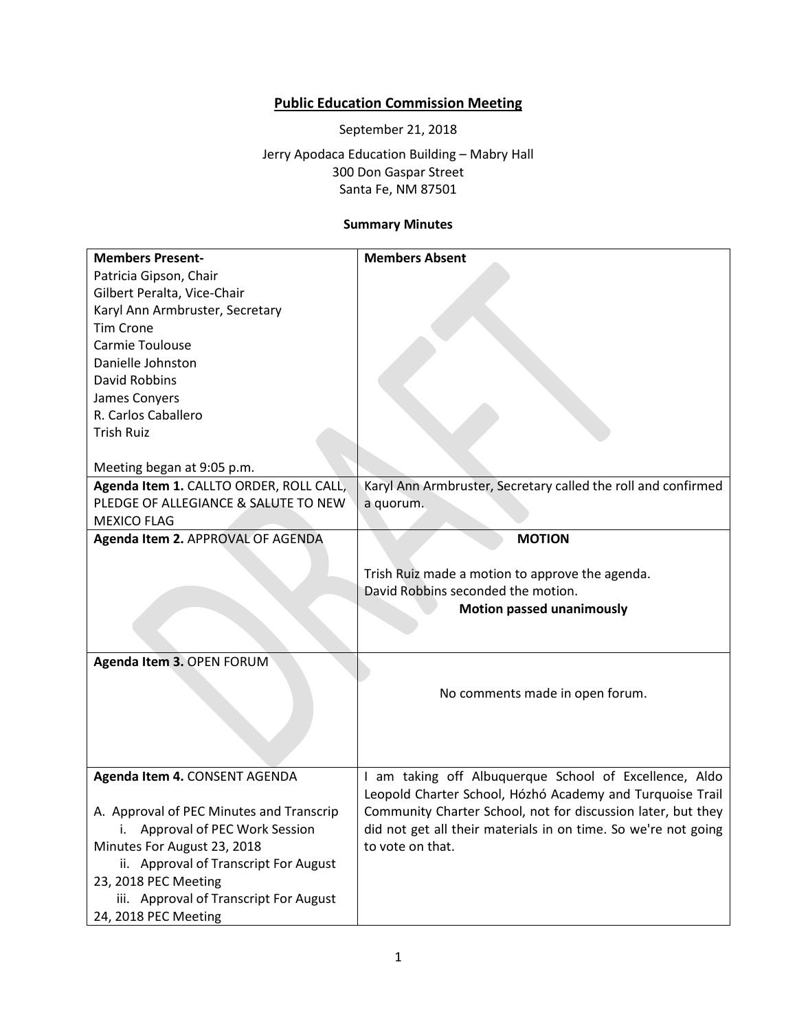# Public Education Commission Meeting

September 21, 2018

Jerry Apodaca Education Building – Mabry Hall
300 Don Gaspar Street
Santa Fe, NM 87501

**Summary Minutes**

| **Members Present-**<br>Patricia Gipson, Chair<br>Gilbert Peralta, Vice-Chair<br>Karyl Ann Armbruster, Secretary<br>Tim Crone<br>Carmie Toulouse<br>Danielle Johnston<br>David Robbins<br>James Conyers<br>R. Carlos Caballero<br>Trish Ruiz<br><br>Meeting began at 9:05 p.m. | **Members Absent** |
|---|---|
| **Agenda Item 1.** CALLTO ORDER, ROLL CALL, PLEDGE OF ALLEGIANCE & SALUTE TO NEW MEXICO FLAG | Karyl Ann Armbruster, Secretary called the roll and confirmed a quorum. |
| **Agenda Item 2.** APPROVAL OF AGENDA | **MOTION**<br><br>Trish Ruiz made a motion to approve the agenda.<br>David Robbins seconded the motion.<br>**Motion passed unanimously** |
| **Agenda Item 3.** OPEN FORUM | No comments made in open forum. |
| **Agenda Item 4.** CONSENT AGENDA<br><br>A. Approval of PEC Minutes and Transcrip<br>i. Approval of PEC Work Session Minutes For August 23, 2018<br>ii. Approval of Transcript For August 23, 2018 PEC Meeting<br>iii. Approval of Transcript For August 24, 2018 PEC Meeting | I am taking off Albuquerque School of Excellence, Aldo Leopold Charter School, Hózhó Academy and Turquoise Trail Community Charter School, not for discussion later, but they did not get all their materials in on time. So we're not going to vote on that. |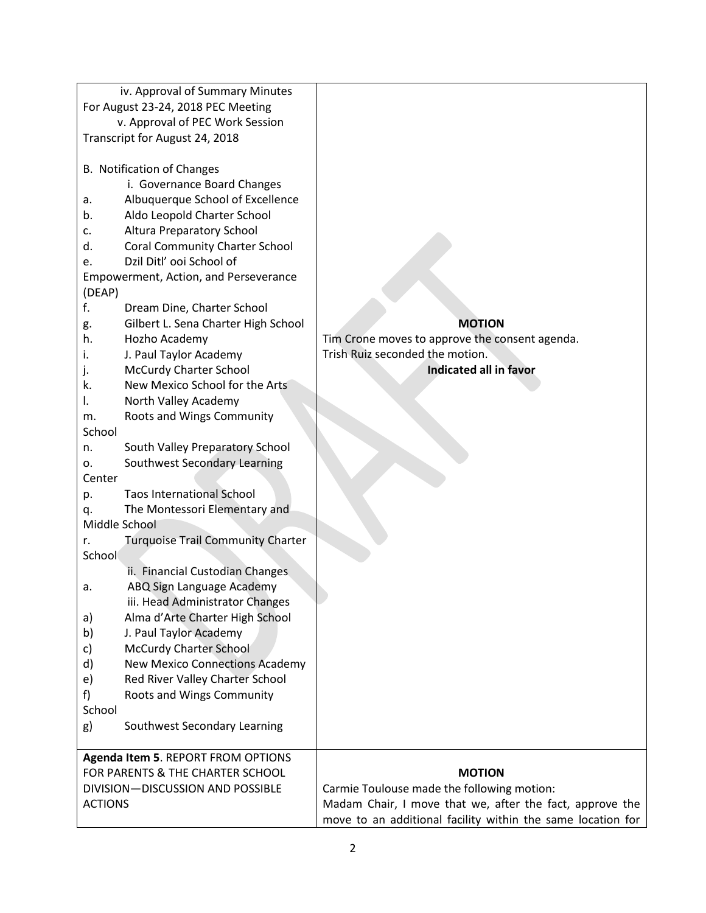| | |
|---|---|
| iv. Approval of Summary Minutes For August 23-24, 2018 PEC Meeting<br>v. Approval of PEC Work Session Transcript for August 24, 2018<br><br>B. Notification of Changes<br>i. Governance Board Changes<br>a. Albuquerque School of Excellence<br>b. Aldo Leopold Charter School<br>c. Altura Preparatory School<br>d. Coral Community Charter School<br>e. Dzil Ditl' ooi School of Empowerment, Action, and Perseverance (DEAP)<br>f. Dream Dine, Charter School<br>g. Gilbert L. Sena Charter High School<br>h. Hozho Academy<br>i. J. Paul Taylor Academy<br>j. McCurdy Charter School<br>k. New Mexico School for the Arts<br>l. North Valley Academy<br>m. Roots and Wings Community School<br>n. South Valley Preparatory School<br>o. Southwest Secondary Learning Center<br>p. Taos International School<br>q. The Montessori Elementary and Middle School<br>r. Turquoise Trail Community Charter School<br>ii. Financial Custodian Changes<br>a. ABQ Sign Language Academy<br>iii. Head Administrator Changes<br>a) Alma d'Arte Charter High School<br>b) J. Paul Taylor Academy<br>c) McCurdy Charter School<br>d) New Mexico Connections Academy<br>e) Red River Valley Charter School<br>f) Roots and Wings Community School<br>g) Southwest Secondary Learning | **MOTION**<br>Tim Crone moves to approve the consent agenda.<br>Trish Ruiz seconded the motion.<br>**Indicated all in favor** |
| **Agenda Item 5**. REPORT FROM OPTIONS FOR PARENTS & THE CHARTER SCHOOL DIVISION—DISCUSSION AND POSSIBLE ACTIONS | **MOTION**<br>Carmie Toulouse made the following motion:<br>Madam Chair, I move that we, after the fact, approve the move to an additional facility within the same location for |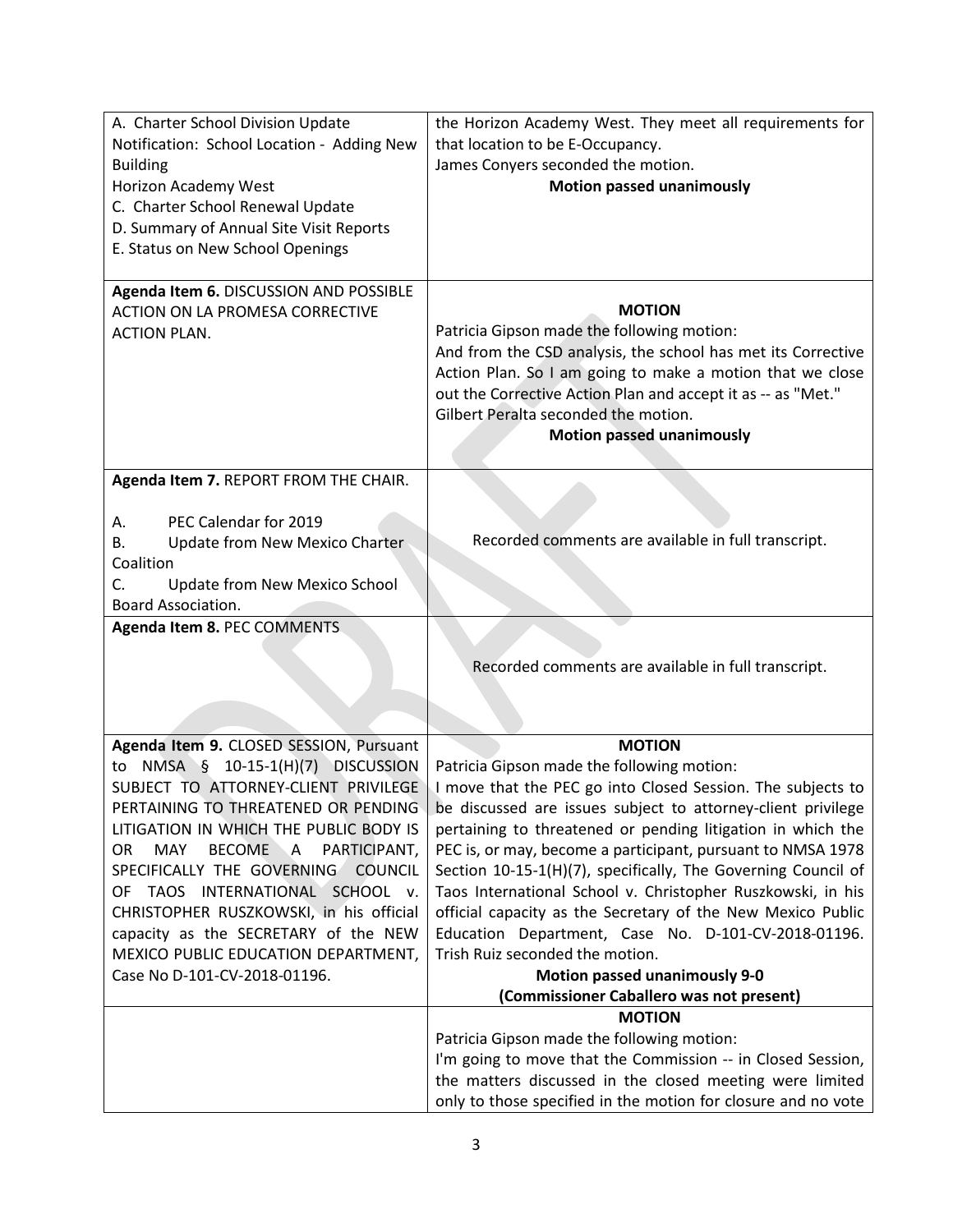| | |
|---|---|
| A. Charter School Division Update<br>Notification: School Location - Adding New Building<br>Horizon Academy West<br>C. Charter School Renewal Update<br>D. Summary of Annual Site Visit Reports<br>E. Status on New School Openings | the Horizon Academy West. They meet all requirements for that location to be E-Occupancy.<br>James Conyers seconded the motion.<br>**Motion passed unanimously** |
| **Agenda Item 6.** DISCUSSION AND POSSIBLE ACTION ON LA PROMESA CORRECTIVE ACTION PLAN. | **MOTION**<br>Patricia Gipson made the following motion:<br>And from the CSD analysis, the school has met its Corrective Action Plan. So I am going to make a motion that we close out the Corrective Action Plan and accept it as -- as "Met."<br>Gilbert Peralta seconded the motion.<br>**Motion passed unanimously** |
| **Agenda Item 7.** REPORT FROM THE CHAIR.<br><br>A. PEC Calendar for 2019<br>B. Update from New Mexico Charter Coalition<br>C. Update from New Mexico School Board Association. | Recorded comments are available in full transcript. |
| **Agenda Item 8.** PEC COMMENTS | Recorded comments are available in full transcript. |
| **Agenda Item 9.** CLOSED SESSION, Pursuant to NMSA § 10-15-1(H)(7) DISCUSSION SUBJECT TO ATTORNEY-CLIENT PRIVILEGE PERTAINING TO THREATENED OR PENDING LITIGATION IN WHICH THE PUBLIC BODY IS OR MAY BECOME A PARTICIPANT, SPECIFICALLY THE GOVERNING COUNCIL OF TAOS INTERNATIONAL SCHOOL v. CHRISTOPHER RUSZKOWSKI, in his official capacity as the SECRETARY of the NEW MEXICO PUBLIC EDUCATION DEPARTMENT, Case No D-101-CV-2018-01196. | **MOTION**<br>Patricia Gipson made the following motion:<br>I move that the PEC go into Closed Session. The subjects to be discussed are issues subject to attorney-client privilege pertaining to threatened or pending litigation in which the PEC is, or may, become a participant, pursuant to NMSA 1978 Section 10-15-1(H)(7), specifically, The Governing Council of Taos International School v. Christopher Ruszkowski, in his official capacity as the Secretary of the New Mexico Public Education Department, Case No. D-101-CV-2018-01196.<br>Trish Ruiz seconded the motion.<br>**Motion passed unanimously 9-0**<br>**(Commissioner Caballero was not present)** |
| | **MOTION**<br>Patricia Gipson made the following motion:<br>I'm going to move that the Commission -- in Closed Session, the matters discussed in the closed meeting were limited only to those specified in the motion for closure and no vote |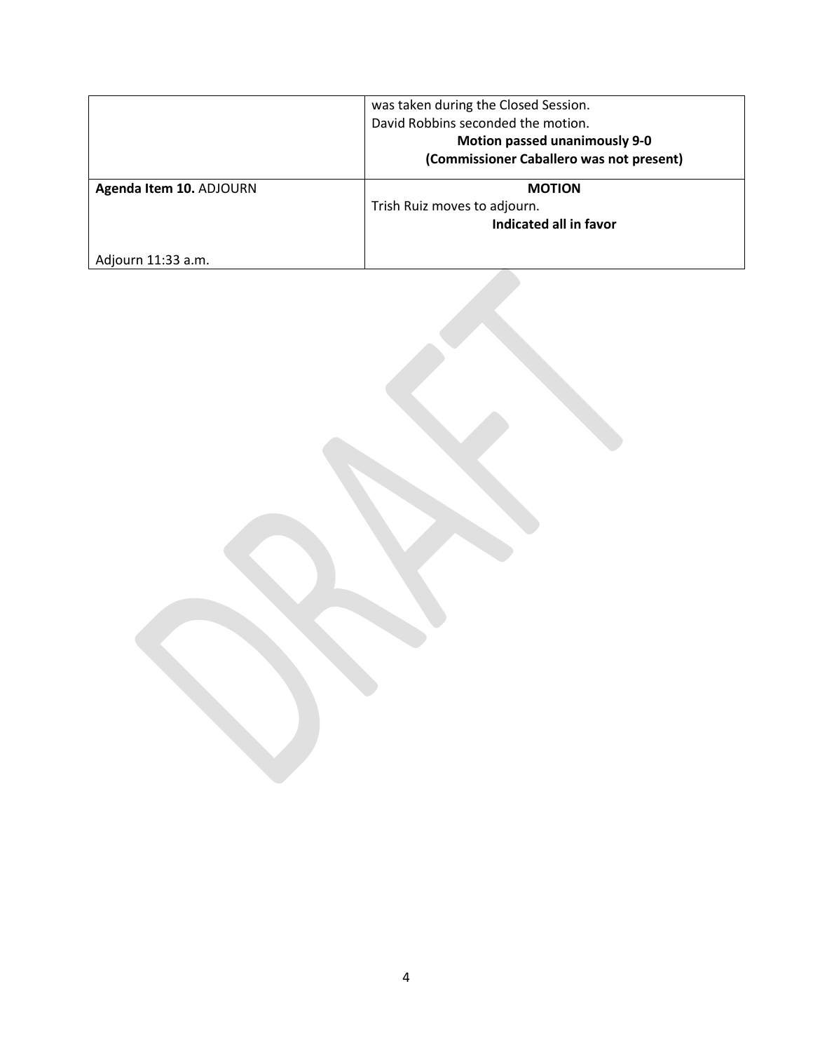| | |
|---|---|
| | was taken during the Closed Session.<br>David Robbins seconded the motion.<br>**Motion passed unanimously 9-0**<br>**(Commissioner Caballero was not present)** |
| **Agenda Item 10.** ADJOURN<br><br><br>Adjourn 11:33 a.m. | **MOTION**<br>Trish Ruiz moves to adjourn.<br>**Indicated all in favor** |